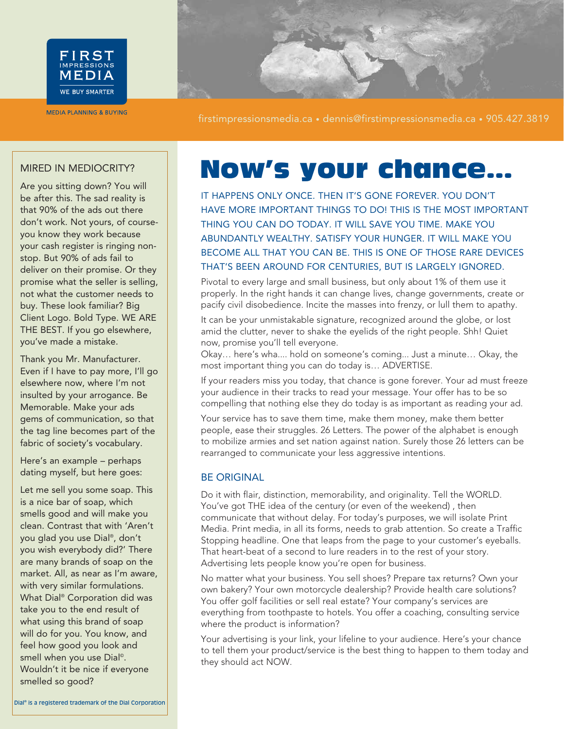FIRST IMPRESSIONS MEDIA

WE BUY SMARTER

MEDIA PLANNING & BUYING

firstimpressionsmedia.ca • dennis@firstimpressionsmedia.ca • 905.427.3819

# Now's your chance...

IT HAPPENS ONLY ONCE. THEN IT'S GONE FOREVER. YOU DON'T HAVE MORE IMPORTANT THINGS TO DO! THIS IS THE MOST IMPORTANT THING YOU CAN DO TODAY. IT WILL SAVE YOU TIME. MAKE YOU ABUNDANTLY WEALTHY. SATISFY YOUR HUNGER. IT WILL MAKE YOU BECOME ALL THAT YOU CAN BE. THIS IS ONE OF THOSE RARE DEVICES THAT'S BEEN AROUND FOR CENTURIES, BUT IS LARGELY IGNORED.

Pivotal to every large and small business, but only about 1% of them use it properly. In the right hands it can change lives, change governments, create or pacify civil disobedience. Incite the masses into frenzy, or lull them to apathy.

It can be your unmistakable signature, recognized around the globe, or lost amid the clutter, never to shake the eyelids of the right people. Shh! Quiet now, promise you'll tell everyone.
Okay… here's wha.... hold on someone's coming... Just a minute… Okay, the most important thing you can do today is… ADVERTISE.

If your readers miss you today, that chance is gone forever. Your ad must freeze your audience in their tracks to read your message. Your offer has to be so compelling that nothing else they do today is as important as reading your ad.

Your service has to save them time, make them money, make them better people, ease their struggles. 26 Letters. The power of the alphabet is enough to mobilize armies and set nation against nation. Surely those 26 letters can be rearranged to communicate your less aggressive intentions.

## BE ORIGINAL

Do it with flair, distinction, memorability, and originality. Tell the WORLD. You've got THE idea of the century (or even of the weekend) , then communicate that without delay. For today's purposes, we will isolate Print Media. Print media, in all its forms, needs to grab attention. So create a Traffic Stopping headline. One that leaps from the page to your customer's eyeballs. That heart-beat of a second to lure readers in to the rest of your story. Advertising lets people know you're open for business.

No matter what your business. You sell shoes? Prepare tax returns? Own your own bakery? Your own motorcycle dealership? Provide health care solutions? You offer golf facilities or sell real estate? Your company's services are everything from toothpaste to hotels. You offer a coaching, consulting service where the product is information?

Your advertising is your link, your lifeline to your audience. Here's your chance to tell them your product/service is the best thing to happen to them today and they should act NOW.

## MIRED IN MEDIOCRITY?

Are you sitting down? You will be after this. The sad reality is that 90% of the ads out there don't work. Not yours, of course- you know they work because your cash register is ringing non-stop. But 90% of ads fail to deliver on their promise. Or they promise what the seller is selling, not what the customer needs to buy. These look familiar? Big Client Logo. Bold Type. WE ARE THE BEST. If you go elsewhere, you've made a mistake.

Thank you Mr. Manufacturer. Even if I have to pay more, I'll go elsewhere now, where I'm not insulted by your arrogance. Be Memorable. Make your ads gems of communication, so that the tag line becomes part of the fabric of society's vocabulary.

Here's an example – perhaps dating myself, but here goes:

Let me sell you some soap. This is a nice bar of soap, which smells good and will make you clean. Contrast that with 'Aren't you glad you use Dial®, don't you wish everybody did?' There are many brands of soap on the market. All, as near as I'm aware, with very similar formulations. What Dial® Corporation did was take you to the end result of what using this brand of soap will do for you. You know, and feel how good you look and smell when you use Dial®. Wouldn't it be nice if everyone smelled so good?

Dial® is a registered trademark of the Dial Corporation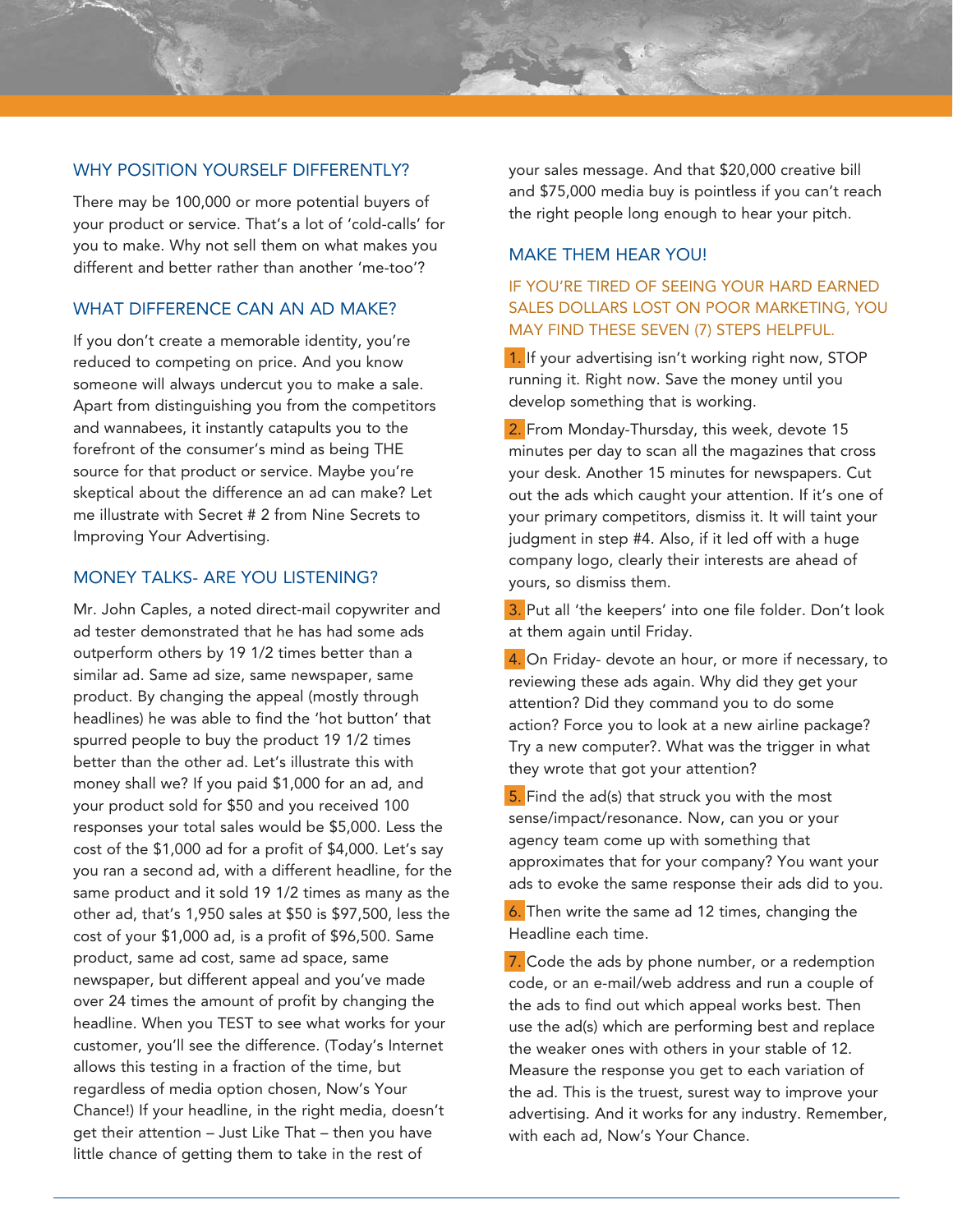## WHY POSITION YOURSELF DIFFERENTLY?

There may be 100,000 or more potential buyers of your product or service. That's a lot of 'cold-calls' for you to make. Why not sell them on what makes you different and better rather than another 'me-too'?

## WHAT DIFFERENCE CAN AN AD MAKE?

If you don't create a memorable identity, you're reduced to competing on price. And you know someone will always undercut you to make a sale. Apart from distinguishing you from the competitors and wannabees, it instantly catapults you to the forefront of the consumer's mind as being THE source for that product or service. Maybe you're skeptical about the difference an ad can make? Let me illustrate with Secret # 2 from Nine Secrets to Improving Your Advertising.

## MONEY TALKS- ARE YOU LISTENING?

Mr. John Caples, a noted direct-mail copywriter and ad tester demonstrated that he has had some ads outperform others by 19 1/2 times better than a similar ad. Same ad size, same newspaper, same product. By changing the appeal (mostly through headlines) he was able to find the 'hot button' that spurred people to buy the product 19 1/2 times better than the other ad. Let's illustrate this with money shall we? If you paid $1,000 for an ad, and your product sold for $50 and you received 100 responses your total sales would be $5,000. Less the cost of the $1,000 ad for a profit of $4,000. Let's say you ran a second ad, with a different headline, for the same product and it sold 19 1/2 times as many as the other ad, that's 1,950 sales at $50 is $97,500, less the cost of your $1,000 ad, is a profit of $96,500. Same product, same ad cost, same ad space, same newspaper, but different appeal and you've made over 24 times the amount of profit by changing the headline. When you TEST to see what works for your customer, you'll see the difference. (Today's Internet allows this testing in a fraction of the time, but regardless of media option chosen, Now's Your Chance!) If your headline, in the right media, doesn't get their attention – Just Like That – then you have little chance of getting them to take in the rest of your sales message. And that $20,000 creative bill and $75,000 media buy is pointless if you can't reach the right people long enough to hear your pitch.

## MAKE THEM HEAR YOU!

### IF YOU'RE TIRED OF SEEING YOUR HARD EARNED SALES DOLLARS LOST ON POOR MARKETING, YOU MAY FIND THESE SEVEN (7) STEPS HELPFUL.

1. If your advertising isn't working right now, STOP running it. Right now. Save the money until you develop something that is working.

2. From Monday-Thursday, this week, devote 15 minutes per day to scan all the magazines that cross your desk. Another 15 minutes for newspapers. Cut out the ads which caught your attention. If it's one of your primary competitors, dismiss it. It will taint your judgment in step #4. Also, if it led off with a huge company logo, clearly their interests are ahead of yours, so dismiss them.

3. Put all 'the keepers' into one file folder. Don't look at them again until Friday.

4. On Friday- devote an hour, or more if necessary, to reviewing these ads again. Why did they get your attention? Did they command you to do some action? Force you to look at a new airline package? Try a new computer?. What was the trigger in what they wrote that got your attention?

5. Find the ad(s) that struck you with the most sense/impact/resonance. Now, can you or your agency team come up with something that approximates that for your company? You want your ads to evoke the same response their ads did to you.

6. Then write the same ad 12 times, changing the Headline each time.

7. Code the ads by phone number, or a redemption code, or an e-mail/web address and run a couple of the ads to find out which appeal works best. Then use the ad(s) which are performing best and replace the weaker ones with others in your stable of 12. Measure the response you get to each variation of the ad. This is the truest, surest way to improve your advertising. And it works for any industry. Remember, with each ad, Now's Your Chance.